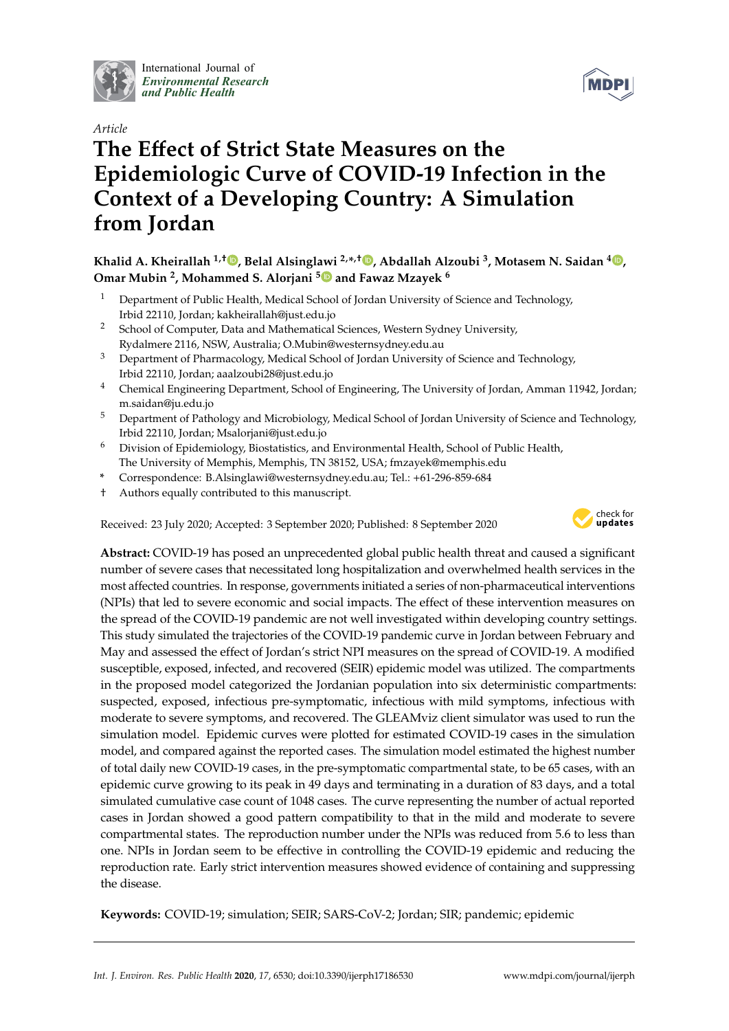International Journal of *Environmental Research and Public Health*

*Article*

# The Effect of Strict State Measures on the Epidemiologic Curve of COVID-19 Infection in the Context of a Developing Country: A Simulation from Jordan

**Khalid A. Kheirallah [1,†], Belal Alsinglawi [2,*,†], Abdallah Alzoubi [3], Motasem N. Saidan [4], Omar Mubin [2], Mohammed S. Alorjani [5] and Fawaz Mzayek [6]**

1. Department of Public Health, Medical School of Jordan University of Science and Technology, Irbid 22110, Jordan; kakheirallah@just.edu.jo
2. School of Computer, Data and Mathematical Sciences, Western Sydney University, Rydalmere 2116, NSW, Australia; O.Mubin@westernsydney.edu.au
3. Department of Pharmacology, Medical School of Jordan University of Science and Technology, Irbid 22110, Jordan; aaalzoubi28@just.edu.jo
4. Chemical Engineering Department, School of Engineering, The University of Jordan, Amman 11942, Jordan; m.saidan@ju.edu.jo
5. Department of Pathology and Microbiology, Medical School of Jordan University of Science and Technology, Irbid 22110, Jordan; Msalorjani@just.edu.jo
6. Division of Epidemiology, Biostatistics, and Environmental Health, School of Public Health, The University of Memphis, Memphis, TN 38152, USA; fmzayek@memphis.edu

\* Correspondence: B.Alsinglawi@westernsydney.edu.au; Tel.: +61-296-859-684

† Authors equally contributed to this manuscript.

Received: 23 July 2020; Accepted: 3 September 2020; Published: 8 September 2020

**Abstract:** COVID-19 has posed an unprecedented global public health threat and caused a significant number of severe cases that necessitated long hospitalization and overwhelmed health services in the most affected countries. In response, governments initiated a series of non-pharmaceutical interventions (NPIs) that led to severe economic and social impacts. The effect of these intervention measures on the spread of the COVID-19 pandemic are not well investigated within developing country settings. This study simulated the trajectories of the COVID-19 pandemic curve in Jordan between February and May and assessed the effect of Jordan's strict NPI measures on the spread of COVID-19. A modified susceptible, exposed, infected, and recovered (SEIR) epidemic model was utilized. The compartments in the proposed model categorized the Jordanian population into six deterministic compartments: suspected, exposed, infectious pre-symptomatic, infectious with mild symptoms, infectious with moderate to severe symptoms, and recovered. The GLEAMviz client simulator was used to run the simulation model. Epidemic curves were plotted for estimated COVID-19 cases in the simulation model, and compared against the reported cases. The simulation model estimated the highest number of total daily new COVID-19 cases, in the pre-symptomatic compartmental state, to be 65 cases, with an epidemic curve growing to its peak in 49 days and terminating in a duration of 83 days, and a total simulated cumulative case count of 1048 cases. The curve representing the number of actual reported cases in Jordan showed a good pattern compatibility to that in the mild and moderate to severe compartmental states. The reproduction number under the NPIs was reduced from 5.6 to less than one. NPIs in Jordan seem to be effective in controlling the COVID-19 epidemic and reducing the reproduction rate. Early strict intervention measures showed evidence of containing and suppressing the disease.

**Keywords:** COVID-19; simulation; SEIR; SARS-CoV-2; Jordan; SIR; pandemic; epidemic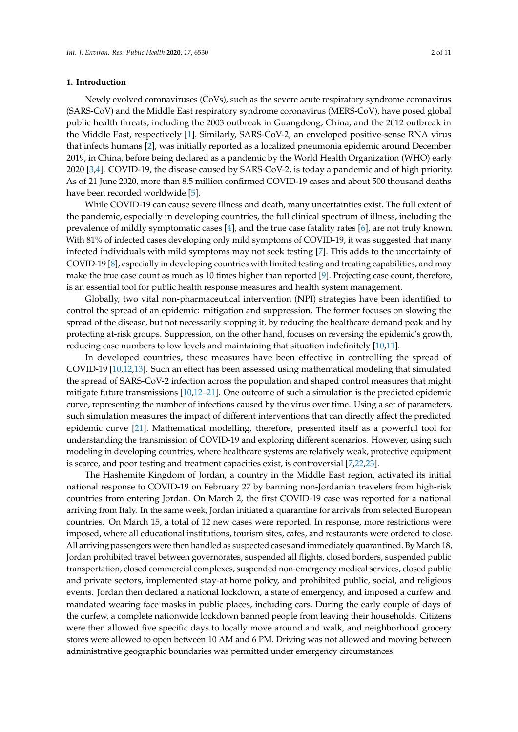## 1. Introduction

Newly evolved coronaviruses (CoVs), such as the severe acute respiratory syndrome coronavirus (SARS-CoV) and the Middle East respiratory syndrome coronavirus (MERS-CoV), have posed global public health threats, including the 2003 outbreak in Guangdong, China, and the 2012 outbreak in the Middle East, respectively [1]. Similarly, SARS-CoV-2, an enveloped positive-sense RNA virus that infects humans [2], was initially reported as a localized pneumonia epidemic around December 2019, in China, before being declared as a pandemic by the World Health Organization (WHO) early 2020 [3,4]. COVID-19, the disease caused by SARS-CoV-2, is today a pandemic and of high priority. As of 21 June 2020, more than 8.5 million confirmed COVID-19 cases and about 500 thousand deaths have been recorded worldwide [5].

While COVID-19 can cause severe illness and death, many uncertainties exist. The full extent of the pandemic, especially in developing countries, the full clinical spectrum of illness, including the prevalence of mildly symptomatic cases [4], and the true case fatality rates [6], are not truly known. With 81% of infected cases developing only mild symptoms of COVID-19, it was suggested that many infected individuals with mild symptoms may not seek testing [7]. This adds to the uncertainty of COVID-19 [8], especially in developing countries with limited testing and treating capabilities, and may make the true case count as much as 10 times higher than reported [9]. Projecting case count, therefore, is an essential tool for public health response measures and health system management.

Globally, two vital non-pharmaceutical intervention (NPI) strategies have been identified to control the spread of an epidemic: mitigation and suppression. The former focuses on slowing the spread of the disease, but not necessarily stopping it, by reducing the healthcare demand peak and by protecting at-risk groups. Suppression, on the other hand, focuses on reversing the epidemic's growth, reducing case numbers to low levels and maintaining that situation indefinitely [10,11].

In developed countries, these measures have been effective in controlling the spread of COVID-19 [10,12,13]. Such an effect has been assessed using mathematical modeling that simulated the spread of SARS-CoV-2 infection across the population and shaped control measures that might mitigate future transmissions [10,12–21]. One outcome of such a simulation is the predicted epidemic curve, representing the number of infections caused by the virus over time. Using a set of parameters, such simulation measures the impact of different interventions that can directly affect the predicted epidemic curve [21]. Mathematical modelling, therefore, presented itself as a powerful tool for understanding the transmission of COVID-19 and exploring different scenarios. However, using such modeling in developing countries, where healthcare systems are relatively weak, protective equipment is scarce, and poor testing and treatment capacities exist, is controversial [7,22,23].

The Hashemite Kingdom of Jordan, a country in the Middle East region, activated its initial national response to COVID-19 on February 27 by banning non-Jordanian travelers from high-risk countries from entering Jordan. On March 2, the first COVID-19 case was reported for a national arriving from Italy. In the same week, Jordan initiated a quarantine for arrivals from selected European countries. On March 15, a total of 12 new cases were reported. In response, more restrictions were imposed, where all educational institutions, tourism sites, cafes, and restaurants were ordered to close. All arriving passengers were then handled as suspected cases and immediately quarantined. By March 18, Jordan prohibited travel between governorates, suspended all flights, closed borders, suspended public transportation, closed commercial complexes, suspended non-emergency medical services, closed public and private sectors, implemented stay-at-home policy, and prohibited public, social, and religious events. Jordan then declared a national lockdown, a state of emergency, and imposed a curfew and mandated wearing face masks in public places, including cars. During the early couple of days of the curfew, a complete nationwide lockdown banned people from leaving their households. Citizens were then allowed five specific days to locally move around and walk, and neighborhood grocery stores were allowed to open between 10 AM and 6 PM. Driving was not allowed and moving between administrative geographic boundaries was permitted under emergency circumstances.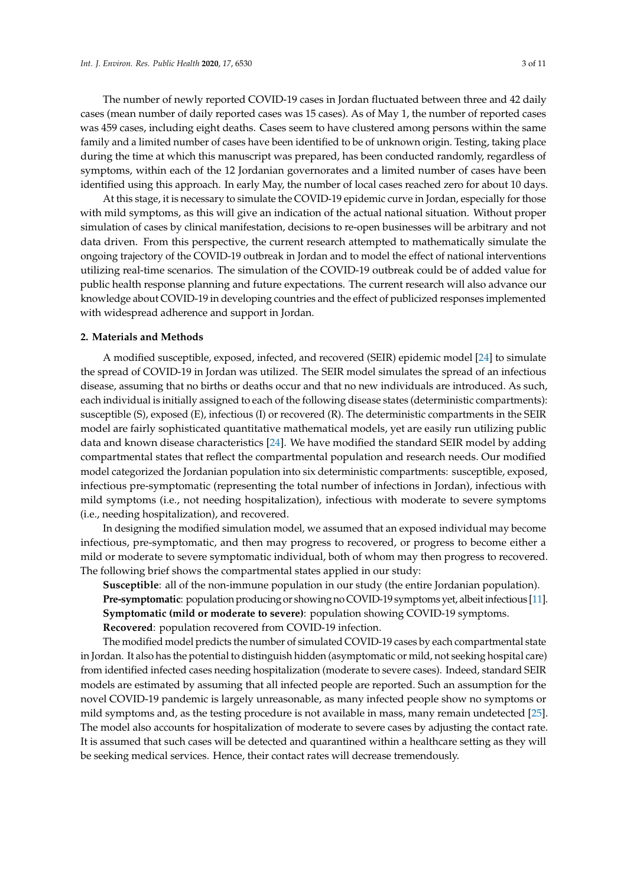The number of newly reported COVID-19 cases in Jordan fluctuated between three and 42 daily cases (mean number of daily reported cases was 15 cases). As of May 1, the number of reported cases was 459 cases, including eight deaths. Cases seem to have clustered among persons within the same family and a limited number of cases have been identified to be of unknown origin. Testing, taking place during the time at which this manuscript was prepared, has been conducted randomly, regardless of symptoms, within each of the 12 Jordanian governorates and a limited number of cases have been identified using this approach. In early May, the number of local cases reached zero for about 10 days.

At this stage, it is necessary to simulate the COVID-19 epidemic curve in Jordan, especially for those with mild symptoms, as this will give an indication of the actual national situation. Without proper simulation of cases by clinical manifestation, decisions to re-open businesses will be arbitrary and not data driven. From this perspective, the current research attempted to mathematically simulate the ongoing trajectory of the COVID-19 outbreak in Jordan and to model the effect of national interventions utilizing real-time scenarios. The simulation of the COVID-19 outbreak could be of added value for public health response planning and future expectations. The current research will also advance our knowledge about COVID-19 in developing countries and the effect of publicized responses implemented with widespread adherence and support in Jordan.

## 2. Materials and Methods

A modified susceptible, exposed, infected, and recovered (SEIR) epidemic model [24] to simulate the spread of COVID-19 in Jordan was utilized. The SEIR model simulates the spread of an infectious disease, assuming that no births or deaths occur and that no new individuals are introduced. As such, each individual is initially assigned to each of the following disease states (deterministic compartments): susceptible (S), exposed (E), infectious (I) or recovered (R). The deterministic compartments in the SEIR model are fairly sophisticated quantitative mathematical models, yet are easily run utilizing public data and known disease characteristics [24]. We have modified the standard SEIR model by adding compartmental states that reflect the compartmental population and research needs. Our modified model categorized the Jordanian population into six deterministic compartments: susceptible, exposed, infectious pre-symptomatic (representing the total number of infections in Jordan), infectious with mild symptoms (i.e., not needing hospitalization), infectious with moderate to severe symptoms (i.e., needing hospitalization), and recovered.

In designing the modified simulation model, we assumed that an exposed individual may become infectious, pre-symptomatic, and then may progress to recovered, or progress to become either a mild or moderate to severe symptomatic individual, both of whom may then progress to recovered. The following brief shows the compartmental states applied in our study:

**Susceptible**: all of the non-immune population in our study (the entire Jordanian population).

**Pre-symptomatic**: population producing or showing no COVID-19 symptoms yet, albeit infectious [11].

**Symptomatic (mild or moderate to severe)**: population showing COVID-19 symptoms.

**Recovered**: population recovered from COVID-19 infection.

The modified model predicts the number of simulated COVID-19 cases by each compartmental state in Jordan. It also has the potential to distinguish hidden (asymptomatic or mild, not seeking hospital care) from identified infected cases needing hospitalization (moderate to severe cases). Indeed, standard SEIR models are estimated by assuming that all infected people are reported. Such an assumption for the novel COVID-19 pandemic is largely unreasonable, as many infected people show no symptoms or mild symptoms and, as the testing procedure is not available in mass, many remain undetected [25]. The model also accounts for hospitalization of moderate to severe cases by adjusting the contact rate. It is assumed that such cases will be detected and quarantined within a healthcare setting as they will be seeking medical services. Hence, their contact rates will decrease tremendously.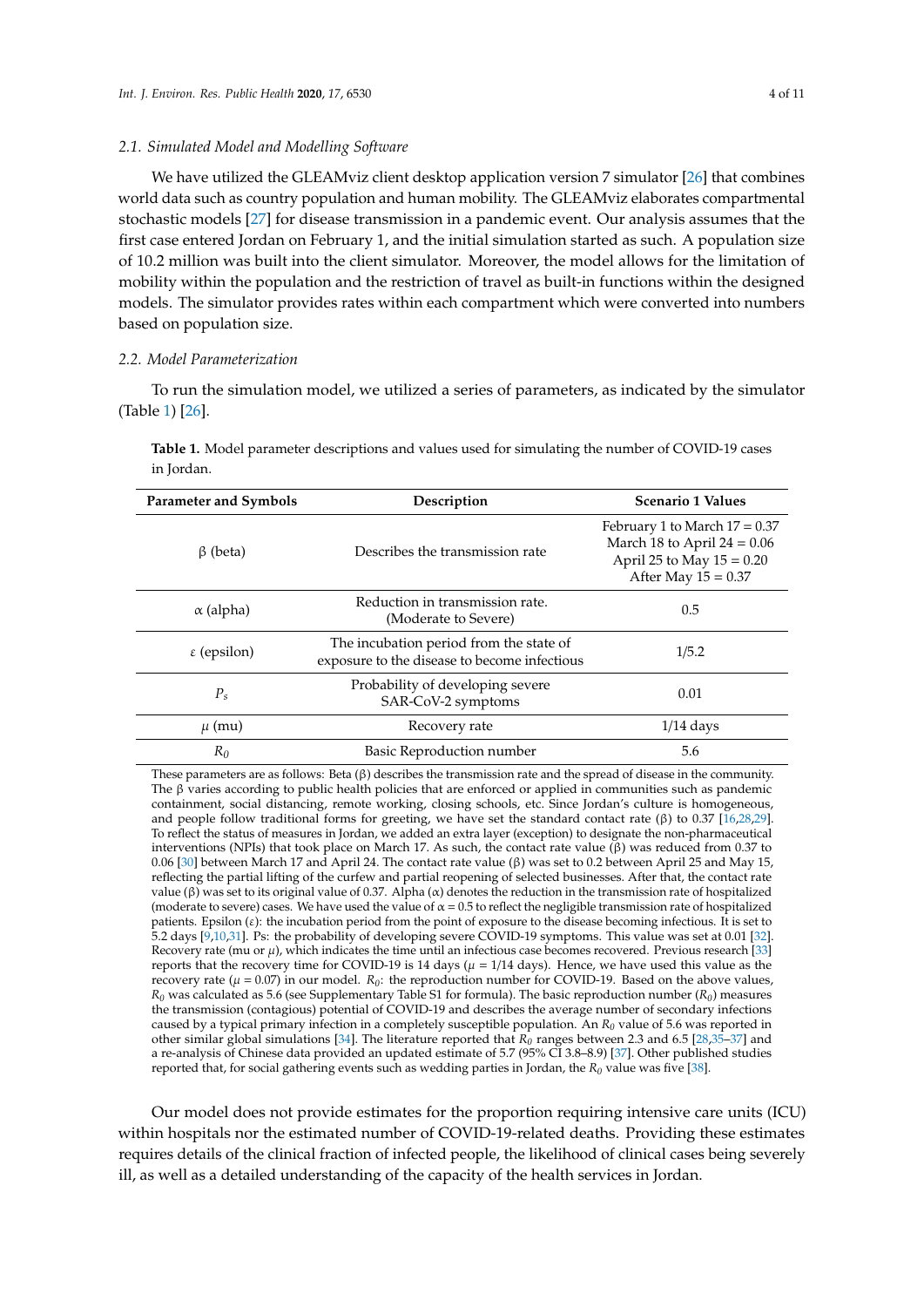### 2.1. Simulated Model and Modelling Software

We have utilized the GLEAMviz client desktop application version 7 simulator [26] that combines world data such as country population and human mobility. The GLEAMviz elaborates compartmental stochastic models [27] for disease transmission in a pandemic event. Our analysis assumes that the first case entered Jordan on February 1, and the initial simulation started as such. A population size of 10.2 million was built into the client simulator. Moreover, the model allows for the limitation of mobility within the population and the restriction of travel as built-in functions within the designed models. The simulator provides rates within each compartment which were converted into numbers based on population size.

### 2.2. Model Parameterization

To run the simulation model, we utilized a series of parameters, as indicated by the simulator (Table 1) [26].

**Table 1.** Model parameter descriptions and values used for simulating the number of COVID-19 cases in Jordan.

| Parameter and Symbols | Description | Scenario 1 Values |
|---|---|---|
| β (beta) | Describes the transmission rate | February 1 to March 17 = 0.37<br>March 18 to April 24 = 0.06<br>April 25 to May 15 = 0.20<br>After May 15 = 0.37 |
| α (alpha) | Reduction in transmission rate. (Moderate to Severe) | 0.5 |
| ε (epsilon) | The incubation period from the state of exposure to the disease to become infectious | 1/5.2 |
| $P_s$ | Probability of developing severe SAR-CoV-2 symptoms | 0.01 |
| $\mu$ (mu) | Recovery rate | 1/14 days |
| $R_0$ | Basic Reproduction number | 5.6 |

These parameters are as follows: Beta (β) describes the transmission rate and the spread of disease in the community. The β varies according to public health policies that are enforced or applied in communities such as pandemic containment, social distancing, remote working, closing schools, etc. Since Jordan's culture is homogeneous, and people follow traditional forms for greeting, we have set the standard contact rate (β) to 0.37 [16,28,29]. To reflect the status of measures in Jordan, we added an extra layer (exception) to designate the non-pharmaceutical interventions (NPIs) that took place on March 17. As such, the contact rate value (β) was reduced from 0.37 to 0.06 [30] between March 17 and April 24. The contact rate value (β) was set to 0.2 between April 25 and May 15, reflecting the partial lifting of the curfew and partial reopening of selected businesses. After that, the contact rate value (β) was set to its original value of 0.37. Alpha (α) denotes the reduction in the transmission rate of hospitalized (moderate to severe) cases. We have used the value of α = 0.5 to reflect the negligible transmission rate of hospitalized patients. Epsilon (ε): the incubation period from the point of exposure to the disease becoming infectious. It is set to 5.2 days [9,10,31]. Ps: the probability of developing severe COVID-19 symptoms. This value was set at 0.01 [32]. Recovery rate (mu or $\mu$), which indicates the time until an infectious case becomes recovered. Previous research [33] reports that the recovery time for COVID-19 is 14 days ($\mu$ = 1/14 days). Hence, we have used this value as the recovery rate ($\mu$ = 0.07) in our model. $R_0$: the reproduction number for COVID-19. Based on the above values, $R_0$ was calculated as 5.6 (see Supplementary Table S1 for formula). The basic reproduction number ($R_0$) measures the transmission (contagious) potential of COVID-19 and describes the average number of secondary infections caused by a typical primary infection in a completely susceptible population. An $R_0$ value of 5.6 was reported in other similar global simulations [34]. The literature reported that $R_0$ ranges between 2.3 and 6.5 [28,35–37] and a re-analysis of Chinese data provided an updated estimate of 5.7 (95% CI 3.8–8.9) [37]. Other published studies reported that, for social gathering events such as wedding parties in Jordan, the $R_0$ value was five [38].

Our model does not provide estimates for the proportion requiring intensive care units (ICU) within hospitals nor the estimated number of COVID-19-related deaths. Providing these estimates requires details of the clinical fraction of infected people, the likelihood of clinical cases being severely ill, as well as a detailed understanding of the capacity of the health services in Jordan.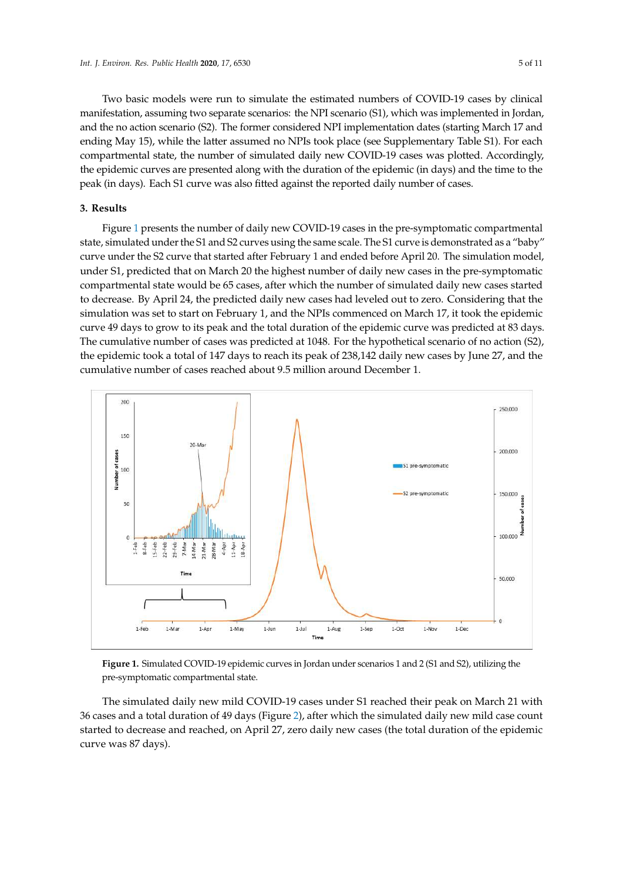Two basic models were run to simulate the estimated numbers of COVID-19 cases by clinical manifestation, assuming two separate scenarios: the NPI scenario (S1), which was implemented in Jordan, and the no action scenario (S2). The former considered NPI implementation dates (starting March 17 and ending May 15), while the latter assumed no NPIs took place (see Supplementary Table S1). For each compartmental state, the number of simulated daily new COVID-19 cases was plotted. Accordingly, the epidemic curves are presented along with the duration of the epidemic (in days) and the time to the peak (in days). Each S1 curve was also fitted against the reported daily number of cases.

## 3. Results

Figure 1 presents the number of daily new COVID-19 cases in the pre-symptomatic compartmental state, simulated under the S1 and S2 curves using the same scale. The S1 curve is demonstrated as a "baby" curve under the S2 curve that started after February 1 and ended before April 20. The simulation model, under S1, predicted that on March 20 the highest number of daily new cases in the pre-symptomatic compartmental state would be 65 cases, after which the number of simulated daily new cases started to decrease. By April 24, the predicted daily new cases had leveled out to zero. Considering that the simulation was set to start on February 1, and the NPIs commenced on March 17, it took the epidemic curve 49 days to grow to its peak and the total duration of the epidemic curve was predicted at 83 days. The cumulative number of cases was predicted at 1048. For the hypothetical scenario of no action (S2), the epidemic took a total of 147 days to reach its peak of 238,142 daily new cases by June 27, and the cumulative number of cases reached about 9.5 million around December 1.

**Figure 1.** Simulated COVID-19 epidemic curves in Jordan under scenarios 1 and 2 (S1 and S2), utilizing the pre-symptomatic compartmental state.

The simulated daily new mild COVID-19 cases under S1 reached their peak on March 21 with 36 cases and a total duration of 49 days (Figure 2), after which the simulated daily new mild case count started to decrease and reached, on April 27, zero daily new cases (the total duration of the epidemic curve was 87 days).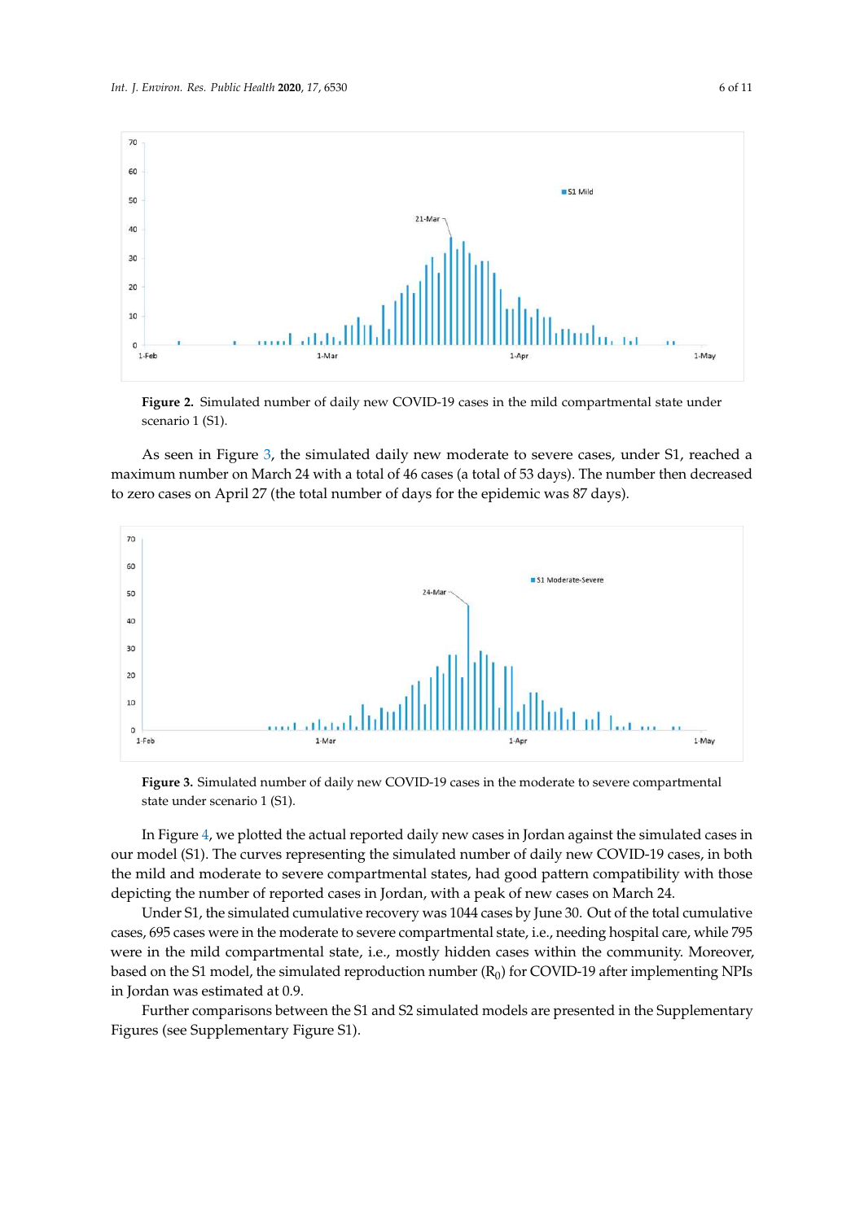**Figure 2.** Simulated number of daily new COVID-19 cases in the mild compartmental state under scenario 1 (S1).

As seen in Figure 3, the simulated daily new moderate to severe cases, under S1, reached a maximum number on March 24 with a total of 46 cases (a total of 53 days). The number then decreased to zero cases on April 27 (the total number of days for the epidemic was 87 days).

**Figure 3.** Simulated number of daily new COVID-19 cases in the moderate to severe compartmental state under scenario 1 (S1).

In Figure 4, we plotted the actual reported daily new cases in Jordan against the simulated cases in our model (S1). The curves representing the simulated number of daily new COVID-19 cases, in both the mild and moderate to severe compartmental states, had good pattern compatibility with those depicting the number of reported cases in Jordan, with a peak of new cases on March 24.

Under S1, the simulated cumulative recovery was 1044 cases by June 30. Out of the total cumulative cases, 695 cases were in the moderate to severe compartmental state, i.e., needing hospital care, while 795 were in the mild compartmental state, i.e., mostly hidden cases within the community. Moreover, based on the S1 model, the simulated reproduction number ($R_0$) for COVID-19 after implementing NPIs in Jordan was estimated at 0.9.

Further comparisons between the S1 and S2 simulated models are presented in the Supplementary Figures (see Supplementary Figure S1).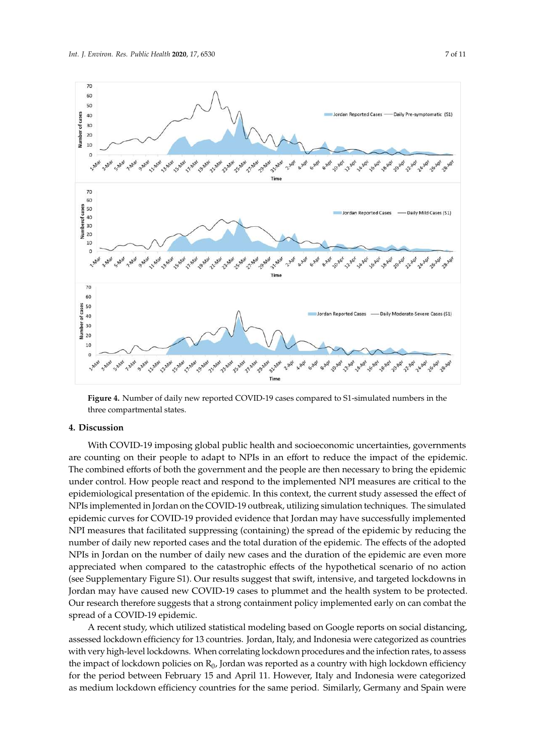**Figure 4.** Number of daily new reported COVID-19 cases compared to S1-simulated numbers in the three compartmental states.

## 4. Discussion

With COVID-19 imposing global public health and socioeconomic uncertainties, governments are counting on their people to adapt to NPIs in an effort to reduce the impact of the epidemic. The combined efforts of both the government and the people are then necessary to bring the epidemic under control. How people react and respond to the implemented NPI measures are critical to the epidemiological presentation of the epidemic. In this context, the current study assessed the effect of NPIs implemented in Jordan on the COVID-19 outbreak, utilizing simulation techniques. The simulated epidemic curves for COVID-19 provided evidence that Jordan may have successfully implemented NPI measures that facilitated suppressing (containing) the spread of the epidemic by reducing the number of daily new reported cases and the total duration of the epidemic. The effects of the adopted NPIs in Jordan on the number of daily new cases and the duration of the epidemic are even more appreciated when compared to the catastrophic effects of the hypothetical scenario of no action (see Supplementary Figure S1). Our results suggest that swift, intensive, and targeted lockdowns in Jordan may have caused new COVID-19 cases to plummet and the health system to be protected. Our research therefore suggests that a strong containment policy implemented early on can combat the spread of a COVID-19 epidemic.

A recent study, which utilized statistical modeling based on Google reports on social distancing, assessed lockdown efficiency for 13 countries. Jordan, Italy, and Indonesia were categorized as countries with very high-level lockdowns. When correlating lockdown procedures and the infection rates, to assess the impact of lockdown policies on $R_0$, Jordan was reported as a country with high lockdown efficiency for the period between February 15 and April 11. However, Italy and Indonesia were categorized as medium lockdown efficiency countries for the same period. Similarly, Germany and Spain were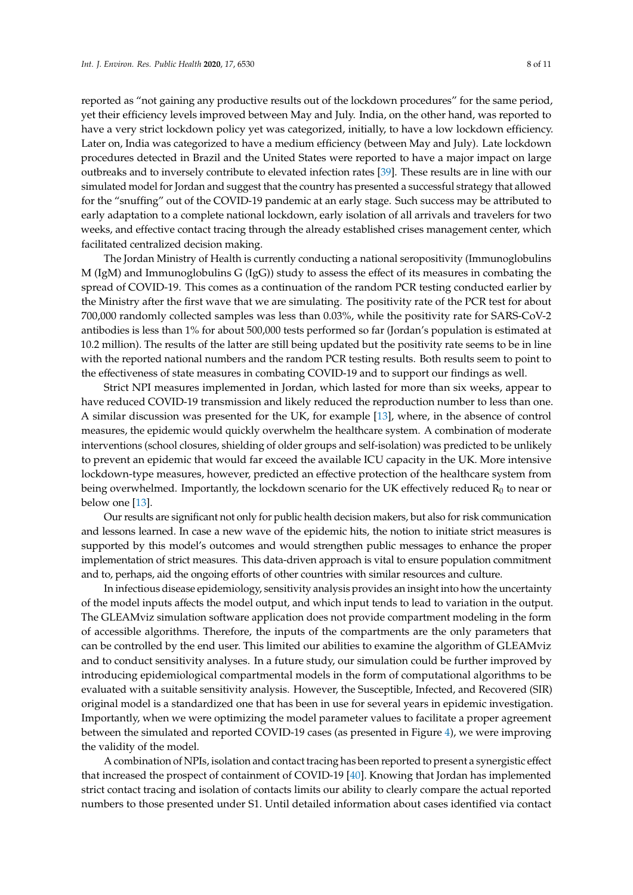reported as "not gaining any productive results out of the lockdown procedures" for the same period, yet their efficiency levels improved between May and July. India, on the other hand, was reported to have a very strict lockdown policy yet was categorized, initially, to have a low lockdown efficiency. Later on, India was categorized to have a medium efficiency (between May and July). Late lockdown procedures detected in Brazil and the United States were reported to have a major impact on large outbreaks and to inversely contribute to elevated infection rates [39]. These results are in line with our simulated model for Jordan and suggest that the country has presented a successful strategy that allowed for the "snuffing" out of the COVID-19 pandemic at an early stage. Such success may be attributed to early adaptation to a complete national lockdown, early isolation of all arrivals and travelers for two weeks, and effective contact tracing through the already established crises management center, which facilitated centralized decision making.

The Jordan Ministry of Health is currently conducting a national seropositivity (Immunoglobulins M (IgM) and Immunoglobulins G (IgG)) study to assess the effect of its measures in combating the spread of COVID-19. This comes as a continuation of the random PCR testing conducted earlier by the Ministry after the first wave that we are simulating. The positivity rate of the PCR test for about 700,000 randomly collected samples was less than 0.03%, while the positivity rate for SARS-CoV-2 antibodies is less than 1% for about 500,000 tests performed so far (Jordan's population is estimated at 10.2 million). The results of the latter are still being updated but the positivity rate seems to be in line with the reported national numbers and the random PCR testing results. Both results seem to point to the effectiveness of state measures in combating COVID-19 and to support our findings as well.

Strict NPI measures implemented in Jordan, which lasted for more than six weeks, appear to have reduced COVID-19 transmission and likely reduced the reproduction number to less than one. A similar discussion was presented for the UK, for example [13], where, in the absence of control measures, the epidemic would quickly overwhelm the healthcare system. A combination of moderate interventions (school closures, shielding of older groups and self-isolation) was predicted to be unlikely to prevent an epidemic that would far exceed the available ICU capacity in the UK. More intensive lockdown-type measures, however, predicted an effective protection of the healthcare system from being overwhelmed. Importantly, the lockdown scenario for the UK effectively reduced $R_0$ to near or below one [13].

Our results are significant not only for public health decision makers, but also for risk communication and lessons learned. In case a new wave of the epidemic hits, the notion to initiate strict measures is supported by this model's outcomes and would strengthen public messages to enhance the proper implementation of strict measures. This data-driven approach is vital to ensure population commitment and to, perhaps, aid the ongoing efforts of other countries with similar resources and culture.

In infectious disease epidemiology, sensitivity analysis provides an insight into how the uncertainty of the model inputs affects the model output, and which input tends to lead to variation in the output. The GLEAMviz simulation software application does not provide compartment modeling in the form of accessible algorithms. Therefore, the inputs of the compartments are the only parameters that can be controlled by the end user. This limited our abilities to examine the algorithm of GLEAMviz and to conduct sensitivity analyses. In a future study, our simulation could be further improved by introducing epidemiological compartmental models in the form of computational algorithms to be evaluated with a suitable sensitivity analysis. However, the Susceptible, Infected, and Recovered (SIR) original model is a standardized one that has been in use for several years in epidemic investigation. Importantly, when we were optimizing the model parameter values to facilitate a proper agreement between the simulated and reported COVID-19 cases (as presented in Figure 4), we were improving the validity of the model.

A combination of NPIs, isolation and contact tracing has been reported to present a synergistic effect that increased the prospect of containment of COVID-19 [40]. Knowing that Jordan has implemented strict contact tracing and isolation of contacts limits our ability to clearly compare the actual reported numbers to those presented under S1. Until detailed information about cases identified via contact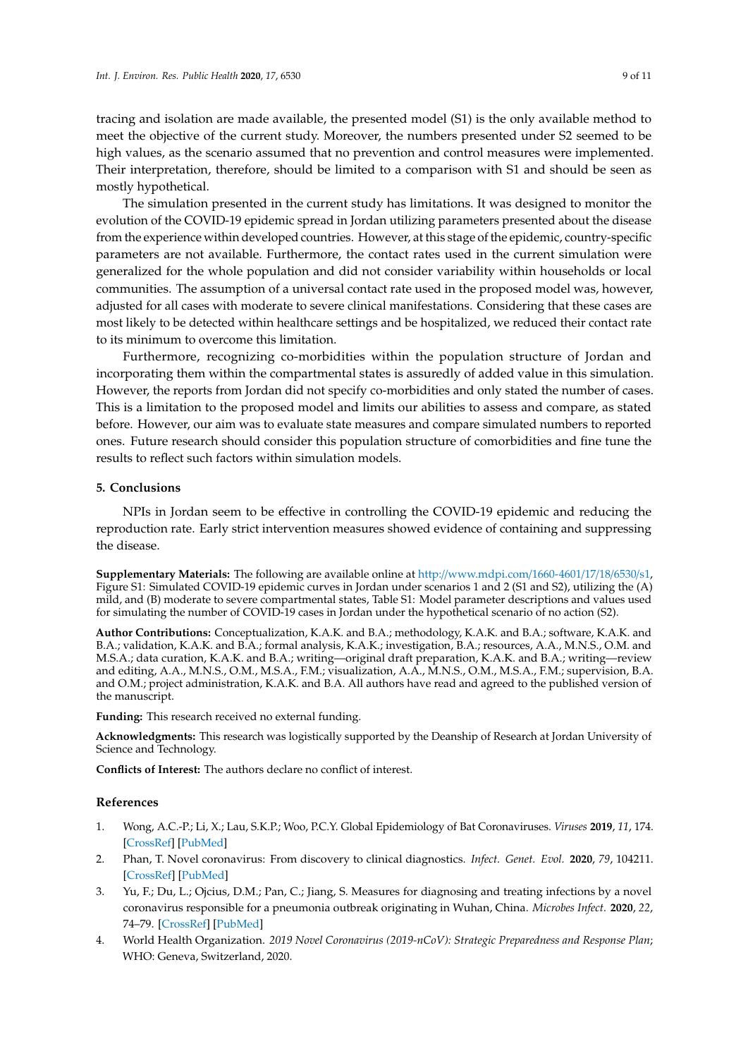tracing and isolation are made available, the presented model (S1) is the only available method to meet the objective of the current study. Moreover, the numbers presented under S2 seemed to be high values, as the scenario assumed that no prevention and control measures were implemented. Their interpretation, therefore, should be limited to a comparison with S1 and should be seen as mostly hypothetical.

The simulation presented in the current study has limitations. It was designed to monitor the evolution of the COVID-19 epidemic spread in Jordan utilizing parameters presented about the disease from the experience within developed countries. However, at this stage of the epidemic, country-specific parameters are not available. Furthermore, the contact rates used in the current simulation were generalized for the whole population and did not consider variability within households or local communities. The assumption of a universal contact rate used in the proposed model was, however, adjusted for all cases with moderate to severe clinical manifestations. Considering that these cases are most likely to be detected within healthcare settings and be hospitalized, we reduced their contact rate to its minimum to overcome this limitation.

Furthermore, recognizing co-morbidities within the population structure of Jordan and incorporating them within the compartmental states is assuredly of added value in this simulation. However, the reports from Jordan did not specify co-morbidities and only stated the number of cases. This is a limitation to the proposed model and limits our abilities to assess and compare, as stated before. However, our aim was to evaluate state measures and compare simulated numbers to reported ones. Future research should consider this population structure of comorbidities and fine tune the results to reflect such factors within simulation models.

## 5. Conclusions

NPIs in Jordan seem to be effective in controlling the COVID-19 epidemic and reducing the reproduction rate. Early strict intervention measures showed evidence of containing and suppressing the disease.

**Supplementary Materials:** The following are available online at http://www.mdpi.com/1660-4601/17/18/6530/s1, Figure S1: Simulated COVID-19 epidemic curves in Jordan under scenarios 1 and 2 (S1 and S2), utilizing the (A) mild, and (B) moderate to severe compartmental states, Table S1: Model parameter descriptions and values used for simulating the number of COVID-19 cases in Jordan under the hypothetical scenario of no action (S2).

**Author Contributions:** Conceptualization, K.A.K. and B.A.; methodology, K.A.K. and B.A.; software, K.A.K. and B.A.; validation, K.A.K. and B.A.; formal analysis, K.A.K.; investigation, B.A.; resources, A.A., M.N.S., O.M. and M.S.A.; data curation, K.A.K. and B.A.; writing—original draft preparation, K.A.K. and B.A.; writing—review and editing, A.A., M.N.S., O.M., M.S.A., F.M.; visualization, A.A., M.N.S., O.M., M.S.A., F.M.; supervision, B.A. and O.M.; project administration, K.A.K. and B.A. All authors have read and agreed to the published version of the manuscript.

**Funding:** This research received no external funding.

**Acknowledgments:** This research was logistically supported by the Deanship of Research at Jordan University of Science and Technology.

**Conflicts of Interest:** The authors declare no conflict of interest.

## References

1. Wong, A.C.-P.; Li, X.; Lau, S.K.P.; Woo, P.C.Y. Global Epidemiology of Bat Coronaviruses. *Viruses* **2019**, *11*, 174. [CrossRef] [PubMed]
2. Phan, T. Novel coronavirus: From discovery to clinical diagnostics. *Infect. Genet. Evol.* **2020**, *79*, 104211. [CrossRef] [PubMed]
3. Yu, F.; Du, L.; Ojcius, D.M.; Pan, C.; Jiang, S. Measures for diagnosing and treating infections by a novel coronavirus responsible for a pneumonia outbreak originating in Wuhan, China. *Microbes Infect.* **2020**, *22*, 74–79. [CrossRef] [PubMed]
4. World Health Organization. *2019 Novel Coronavirus (2019-nCoV): Strategic Preparedness and Response Plan*; WHO: Geneva, Switzerland, 2020.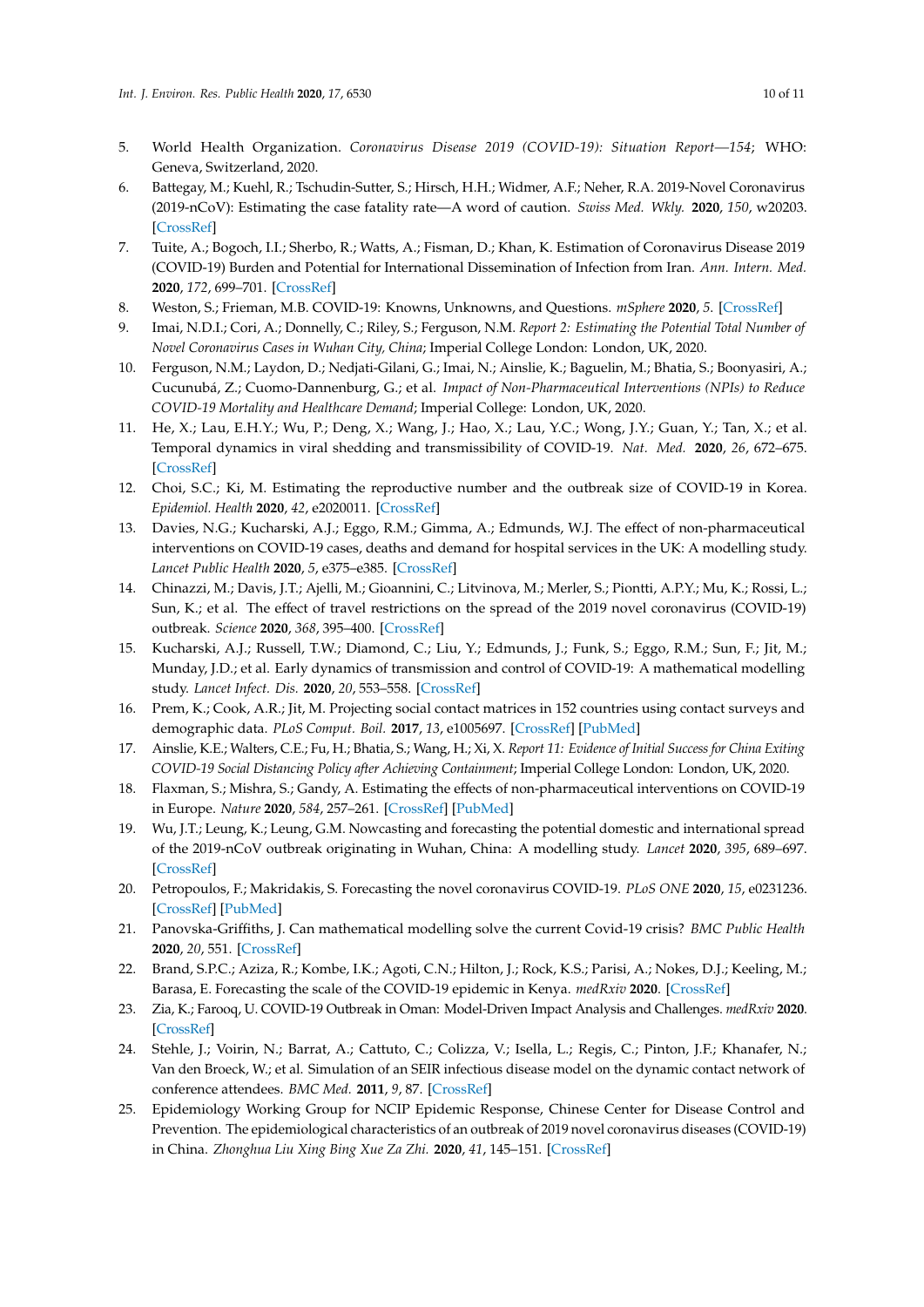5. World Health Organization. *Coronavirus Disease 2019 (COVID-19): Situation Report—154*; WHO: Geneva, Switzerland, 2020.
6. Battegay, M.; Kuehl, R.; Tschudin-Sutter, S.; Hirsch, H.H.; Widmer, A.F.; Neher, R.A. 2019-Novel Coronavirus (2019-nCoV): Estimating the case fatality rate—A word of caution. *Swiss Med. Wkly.* **2020**, *150*, w20203. [CrossRef]
7. Tuite, A.; Bogoch, I.I.; Sherbo, R.; Watts, A.; Fisman, D.; Khan, K. Estimation of Coronavirus Disease 2019 (COVID-19) Burden and Potential for International Dissemination of Infection from Iran. *Ann. Intern. Med.* **2020**, *172*, 699–701. [CrossRef]
8. Weston, S.; Frieman, M.B. COVID-19: Knowns, Unknowns, and Questions. *mSphere* **2020**, *5*. [CrossRef]
9. Imai, N.D.I.; Cori, A.; Donnelly, C.; Riley, S.; Ferguson, N.M. *Report 2: Estimating the Potential Total Number of Novel Coronavirus Cases in Wuhan City, China*; Imperial College London: London, UK, 2020.
10. Ferguson, N.M.; Laydon, D.; Nedjati-Gilani, G.; Imai, N.; Ainslie, K.; Baguelin, M.; Bhatia, S.; Boonyasiri, A.; Cucunubá, Z.; Cuomo-Dannenburg, G.; et al. *Impact of Non-Pharmaceutical Interventions (NPIs) to Reduce COVID-19 Mortality and Healthcare Demand*; Imperial College: London, UK, 2020.
11. He, X.; Lau, E.H.Y.; Wu, P.; Deng, X.; Wang, J.; Hao, X.; Lau, Y.C.; Wong, J.Y.; Guan, Y.; Tan, X.; et al. Temporal dynamics in viral shedding and transmissibility of COVID-19. *Nat. Med.* **2020**, *26*, 672–675. [CrossRef]
12. Choi, S.C.; Ki, M. Estimating the reproductive number and the outbreak size of COVID-19 in Korea. *Epidemiol. Health* **2020**, *42*, e2020011. [CrossRef]
13. Davies, N.G.; Kucharski, A.J.; Eggo, R.M.; Gimma, A.; Edmunds, W.J. The effect of non-pharmaceutical interventions on COVID-19 cases, deaths and demand for hospital services in the UK: A modelling study. *Lancet Public Health* **2020**, *5*, e375–e385. [CrossRef]
14. Chinazzi, M.; Davis, J.T.; Ajelli, M.; Gioannini, C.; Litvinova, M.; Merler, S.; Piontti, A.P.Y.; Mu, K.; Rossi, L.; Sun, K.; et al. The effect of travel restrictions on the spread of the 2019 novel coronavirus (COVID-19) outbreak. *Science* **2020**, *368*, 395–400. [CrossRef]
15. Kucharski, A.J.; Russell, T.W.; Diamond, C.; Liu, Y.; Edmunds, J.; Funk, S.; Eggo, R.M.; Sun, F.; Jit, M.; Munday, J.D.; et al. Early dynamics of transmission and control of COVID-19: A mathematical modelling study. *Lancet Infect. Dis.* **2020**, *20*, 553–558. [CrossRef]
16. Prem, K.; Cook, A.R.; Jit, M. Projecting social contact matrices in 152 countries using contact surveys and demographic data. *PLoS Comput. Boil.* **2017**, *13*, e1005697. [CrossRef] [PubMed]
17. Ainslie, K.E.; Walters, C.E.; Fu, H.; Bhatia, S.; Wang, H.; Xi, X. *Report 11: Evidence of Initial Success for China Exiting COVID-19 Social Distancing Policy after Achieving Containment*; Imperial College London: London, UK, 2020.
18. Flaxman, S.; Mishra, S.; Gandy, A. Estimating the effects of non-pharmaceutical interventions on COVID-19 in Europe. *Nature* **2020**, *584*, 257–261. [CrossRef] [PubMed]
19. Wu, J.T.; Leung, K.; Leung, G.M. Nowcasting and forecasting the potential domestic and international spread of the 2019-nCoV outbreak originating in Wuhan, China: A modelling study. *Lancet* **2020**, *395*, 689–697. [CrossRef]
20. Petropoulos, F.; Makridakis, S. Forecasting the novel coronavirus COVID-19. *PLoS ONE* **2020**, *15*, e0231236. [CrossRef] [PubMed]
21. Panovska-Griffiths, J. Can mathematical modelling solve the current Covid-19 crisis? *BMC Public Health* **2020**, *20*, 551. [CrossRef]
22. Brand, S.P.C.; Aziza, R.; Kombe, I.K.; Agoti, C.N.; Hilton, J.; Rock, K.S.; Parisi, A.; Nokes, D.J.; Keeling, M.; Barasa, E. Forecasting the scale of the COVID-19 epidemic in Kenya. *medRxiv* **2020**. [CrossRef]
23. Zia, K.; Farooq, U. COVID-19 Outbreak in Oman: Model-Driven Impact Analysis and Challenges. *medRxiv* **2020**. [CrossRef]
24. Stehle, J.; Voirin, N.; Barrat, A.; Cattuto, C.; Colizza, V.; Isella, L.; Regis, C.; Pinton, J.F.; Khanafer, N.; Van den Broeck, W.; et al. Simulation of an SEIR infectious disease model on the dynamic contact network of conference attendees. *BMC Med.* **2011**, *9*, 87. [CrossRef]
25. Epidemiology Working Group for NCIP Epidemic Response, Chinese Center for Disease Control and Prevention. The epidemiological characteristics of an outbreak of 2019 novel coronavirus diseases (COVID-19) in China. *Zhonghua Liu Xing Bing Xue Za Zhi.* **2020**, *41*, 145–151. [CrossRef]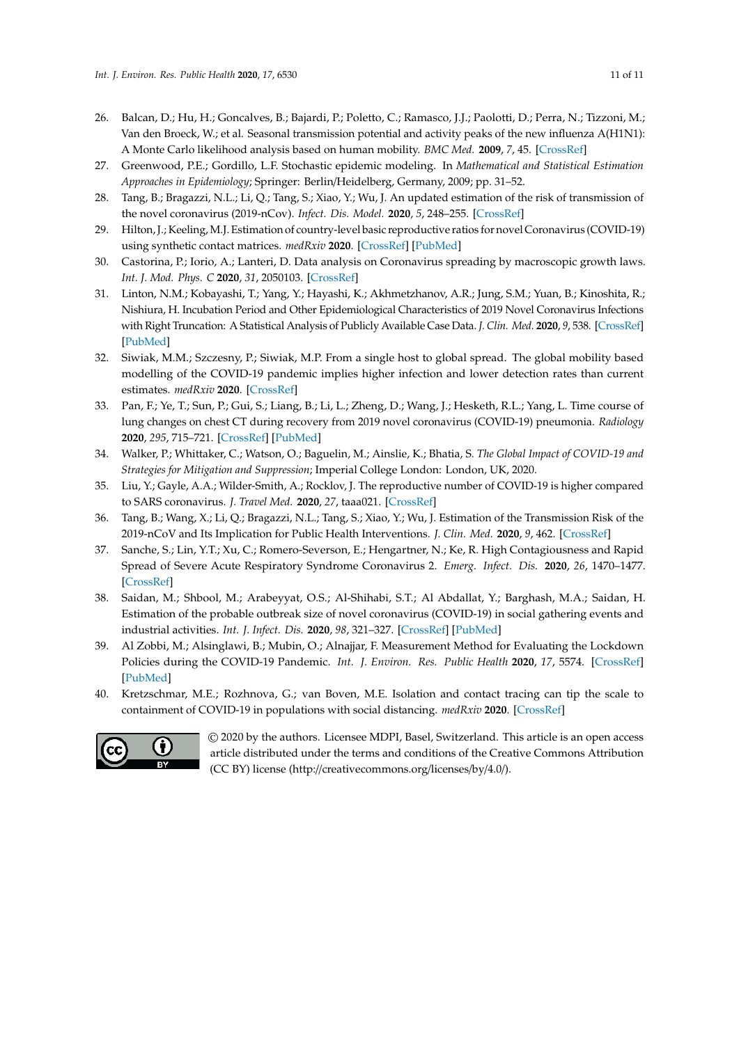26. Balcan, D.; Hu, H.; Goncalves, B.; Bajardi, P.; Poletto, C.; Ramasco, J.J.; Paolotti, D.; Perra, N.; Tizzoni, M.; Van den Broeck, W.; et al. Seasonal transmission potential and activity peaks of the new influenza A(H1N1): A Monte Carlo likelihood analysis based on human mobility. *BMC Med.* **2009**, *7*, 45. [CrossRef]
27. Greenwood, P.E.; Gordillo, L.F. Stochastic epidemic modeling. In *Mathematical and Statistical Estimation Approaches in Epidemiology*; Springer: Berlin/Heidelberg, Germany, 2009; pp. 31–52.
28. Tang, B.; Bragazzi, N.L.; Li, Q.; Tang, S.; Xiao, Y.; Wu, J. An updated estimation of the risk of transmission of the novel coronavirus (2019-nCov). *Infect. Dis. Model.* **2020**, *5*, 248–255. [CrossRef]
29. Hilton, J.; Keeling, M.J. Estimation of country-level basic reproductive ratios for novel Coronavirus (COVID-19) using synthetic contact matrices. *medRxiv* **2020**. [CrossRef] [PubMed]
30. Castorina, P.; Iorio, A.; Lanteri, D. Data analysis on Coronavirus spreading by macroscopic growth laws. *Int. J. Mod. Phys. C* **2020**, *31*, 2050103. [CrossRef]
31. Linton, N.M.; Kobayashi, T.; Yang, Y.; Hayashi, K.; Akhmetzhanov, A.R.; Jung, S.M.; Yuan, B.; Kinoshita, R.; Nishiura, H. Incubation Period and Other Epidemiological Characteristics of 2019 Novel Coronavirus Infections with Right Truncation: A Statistical Analysis of Publicly Available Case Data. *J. Clin. Med.* **2020**, *9*, 538. [CrossRef] [PubMed]
32. Siwiak, M.M.; Szczesny, P.; Siwiak, M.P. From a single host to global spread. The global mobility based modelling of the COVID-19 pandemic implies higher infection and lower detection rates than current estimates. *medRxiv* **2020**. [CrossRef]
33. Pan, F.; Ye, T.; Sun, P.; Gui, S.; Liang, B.; Li, L.; Zheng, D.; Wang, J.; Hesketh, R.L.; Yang, L. Time course of lung changes on chest CT during recovery from 2019 novel coronavirus (COVID-19) pneumonia. *Radiology* **2020**, *295*, 715–721. [CrossRef] [PubMed]
34. Walker, P.; Whittaker, C.; Watson, O.; Baguelin, M.; Ainslie, K.; Bhatia, S. *The Global Impact of COVID-19 and Strategies for Mitigation and Suppression*; Imperial College London: London, UK, 2020.
35. Liu, Y.; Gayle, A.A.; Wilder-Smith, A.; Rocklov, J. The reproductive number of COVID-19 is higher compared to SARS coronavirus. *J. Travel Med.* **2020**, *27*, taaa021. [CrossRef]
36. Tang, B.; Wang, X.; Li, Q.; Bragazzi, N.L.; Tang, S.; Xiao, Y.; Wu, J. Estimation of the Transmission Risk of the 2019-nCoV and Its Implication for Public Health Interventions. *J. Clin. Med.* **2020**, *9*, 462. [CrossRef]
37. Sanche, S.; Lin, Y.T.; Xu, C.; Romero-Severson, E.; Hengartner, N.; Ke, R. High Contagiousness and Rapid Spread of Severe Acute Respiratory Syndrome Coronavirus 2. *Emerg. Infect. Dis.* **2020**, *26*, 1470–1477. [CrossRef]
38. Saidan, M.; Shbool, M.; Arabeyyat, O.S.; Al-Shihabi, S.T.; Al Abdallat, Y.; Barghash, M.A.; Saidan, H. Estimation of the probable outbreak size of novel coronavirus (COVID-19) in social gathering events and industrial activities. *Int. J. Infect. Dis.* **2020**, *98*, 321–327. [CrossRef] [PubMed]
39. Al Zobbi, M.; Alsinglawi, B.; Mubin, O.; Alnajjar, F. Measurement Method for Evaluating the Lockdown Policies during the COVID-19 Pandemic. *Int. J. Environ. Res. Public Health* **2020**, *17*, 5574. [CrossRef] [PubMed]
40. Kretzschmar, M.E.; Rozhnova, G.; van Boven, M.E. Isolation and contact tracing can tip the scale to containment of COVID-19 in populations with social distancing. *medRxiv* **2020**. [CrossRef]

© 2020 by the authors. Licensee MDPI, Basel, Switzerland. This article is an open access article distributed under the terms and conditions of the Creative Commons Attribution (CC BY) license (http://creativecommons.org/licenses/by/4.0/).